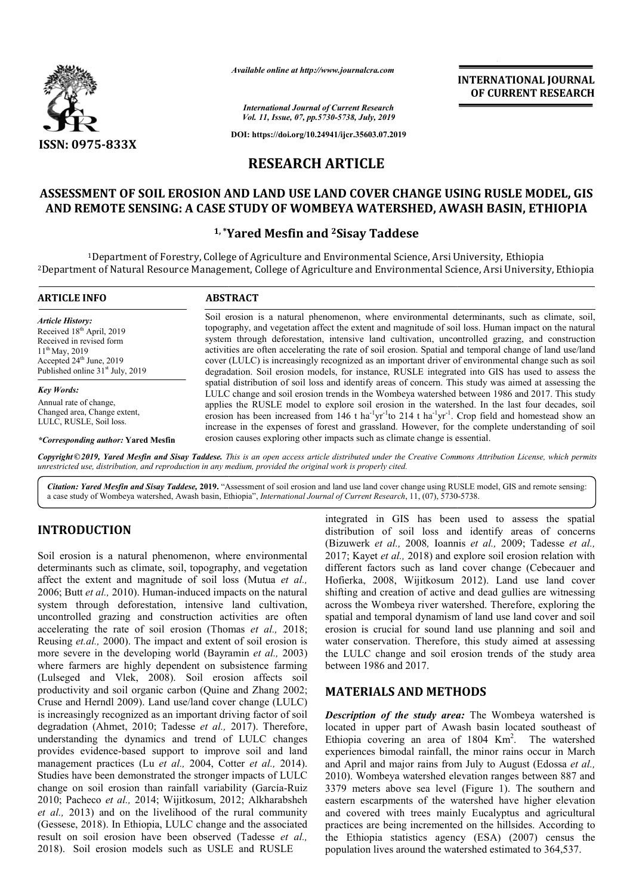ISSN: 0975-833X

*Available online at http://www.journalcra.com*

*International Journal of Current Research*
*Vol. 11, Issue, 07, pp.5730-5738, July, 2019*

DOI: https://doi.org/10.24941/ijcr.35603.07.2019

INTERNATIONAL JOURNAL OF CURRENT RESEARCH

# RESEARCH ARTICLE

# ASSESSMENT OF SOIL EROSION AND LAND USE LAND COVER CHANGE USING RUSLE MODEL, GIS AND REMOTE SENSING: A CASE STUDY OF WOMBEYA WATERSHED, AWASH BASIN, ETHIOPIA

**[1,*]Yared Mesfin and [2]Sisay Taddese**

[1]Department of Forestry, College of Agriculture and Environmental Science, Arsi University, Ethiopia
[2]Department of Natural Resource Management, College of Agriculture and Environmental Science, Arsi University, Ethiopia

**ARTICLE INFO**

*Article History:*
Received 18th April, 2019
Received in revised form 11th May, 2019
Accepted 24th June, 2019
Published online 31st July, 2019

*Key Words:*
Annual rate of change,
Changed area, Change extent,
LULC, RUSLE, Soil loss.

*\*Corresponding author:* **Yared Mesfin**

**ABSTRACT**

Soil erosion is a natural phenomenon, where environmental determinants, such as climate, soil, topography, and vegetation affect the extent and magnitude of soil loss. Human impact on the natural system through deforestation, intensive land cultivation, uncontrolled grazing, and construction activities are often accelerating the rate of soil erosion. Spatial and temporal change of land use/land cover (LULC) is increasingly recognized as an important driver of environmental change such as soil degradation. Soil erosion models, for instance, RUSLE integrated into GIS has used to assess the spatial distribution of soil loss and identify areas of concern. This study was aimed at assessing the LULC change and soil erosion trends in the Wombeya watershed between 1986 and 2017. This study applies the RUSLE model to explore soil erosion in the watershed. In the last four decades, soil erosion has been increased from 146 t $ha^{-1}yr^{-1}$ to 214 t $ha^{-1}yr^{-1}$. Crop field and homestead show an increase in the expenses of forest and grassland. However, for the complete understanding of soil erosion causes exploring other impacts such as climate change is essential.

*Copyright©2019, Yared Mesfin and Sisay Taddese. This is an open access article distributed under the Creative Commons Attribution License, which permits unrestricted use, distribution, and reproduction in any medium, provided the original work is properly cited.*

***Citation:*** *Yared Mesfin and Sisay Taddese,* ***2019.*** "Assessment of soil erosion and land use land cover change using RUSLE model, GIS and remote sensing: a case study of Wombeya watershed, Awash basin, Ethiopia", *International Journal of Current Research*, 11, (07), 5730-5738.

## INTRODUCTION

Soil erosion is a natural phenomenon, where environmental determinants such as climate, soil, topography, and vegetation affect the extent and magnitude of soil loss (Mutua *et al.,* 2006; Butt *et al.,* 2010). Human-induced impacts on the natural system through deforestation, intensive land cultivation, uncontrolled grazing and construction activities are often accelerating the rate of soil erosion (Thomas *et al.,* 2018; Reusing *et.al.,* 2000). The impact and extent of soil erosion is more severe in the developing world (Bayramin *et al.,* 2003) where farmers are highly dependent on subsistence farming (Lulseged and Vlek, 2008). Soil erosion affects soil productivity and soil organic carbon (Quine and Zhang 2002; Cruse and Herndl 2009). Land use/land cover change (LULC) is increasingly recognized as an important driving factor of soil degradation (Ahmet, 2010; Tadesse *et al.,* 2017). Therefore, understanding the dynamics and trend of LULC changes provides evidence-based support to improve soil and land management practices (Lu *et al.,* 2004, Cotter *et al.,* 2014). Studies have been demonstrated the stronger impacts of LULC change on soil erosion than rainfall variability (García-Ruiz 2010; Pacheco *et al.,* 2014; Wijitkosum, 2012; Alkharabsheh *et al.,* 2013) and on the livelihood of the rural community (Gessese, 2018). In Ethiopia, LULC change and the associated result on soil erosion have been observed (Tadesse *et al.,* 2018). Soil erosion models such as USLE and RUSLE integrated in GIS has been used to assess the spatial distribution of soil loss and identify areas of concerns (Bizuwerk *et al.,* 2008, Ioannis *et al.,* 2009; Tadesse *et al.,* 2017; Kayet *et al.,* 2018) and explore soil erosion relation with different factors such as land cover change (Cebecauer and Hofierka, 2008, Wijitkosum 2012). Land use land cover shifting and creation of active and dead gullies are witnessing across the Wombeya river watershed. Therefore, exploring the spatial and temporal dynamism of land use land cover and soil erosion is crucial for sound land use planning and soil and water conservation. Therefore, this study aimed at assessing the LULC change and soil erosion trends of the study area between 1986 and 2017.

## MATERIALS AND METHODS

***Description of the study area:*** The Wombeya watershed is located in upper part of Awash basin located southeast of Ethiopia covering an area of 1804 $Km^2$. The watershed experiences bimodal rainfall, the minor rains occur in March and April and major rains from July to August (Edossa *et al.,* 2010). Wombeya watershed elevation ranges between 887 and 3379 meters above sea level (Figure 1). The southern and eastern escarpments of the watershed have higher elevation and covered with trees mainly Eucalyptus and agricultural practices are being incremented on the hillsides. According to the Ethiopia statistics agency (ESA) (2007) census the population lives around the watershed estimated to 364,537.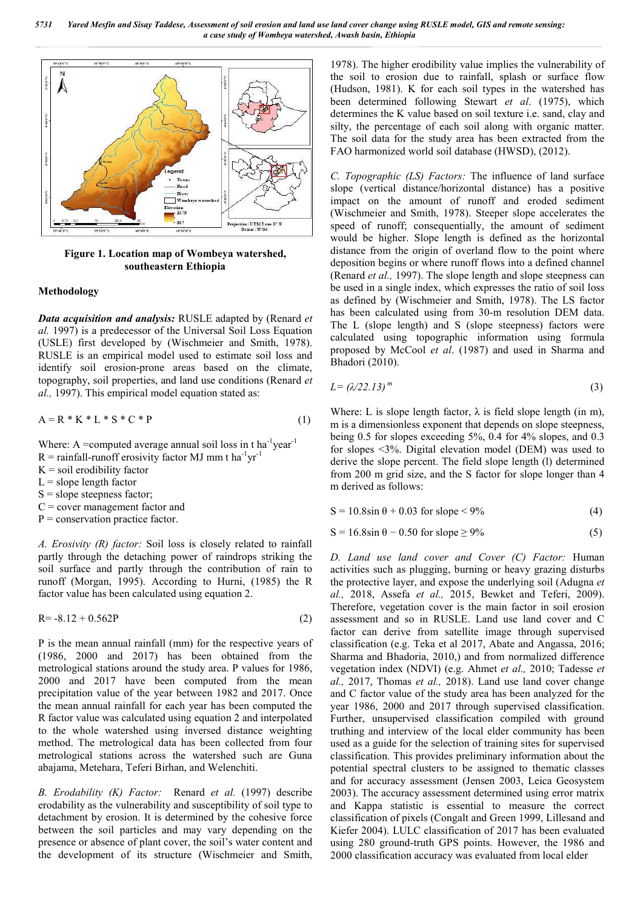**Figure 1. Location map of Wombeya watershed, southeastern Ethiopia**

## Methodology

***Data acquisition and analysis:*** RUSLE adapted by (Renard *et al.* 1997) is a predecessor of the Universal Soil Loss Equation (USLE) first developed by (Wischmeier and Smith, 1978). RUSLE is an empirical model used to estimate soil loss and identify soil erosion-prone areas based on the climate, topography, soil properties, and land use conditions (Renard *et al.,* 1997). This empirical model equation stated as:

$$A = R * K * L * S * C * P \tag{1}$$

Where: A =computed average annual soil loss in t $ha^{-1}year^{-1}$
R = rainfall-runoff erosivity factor MJ mm t $ha^{-1}yr^{-1}$
K = soil erodibility factor
L = slope length factor
S = slope steepness factor;
C = cover management factor and
P = conservation practice factor.

*A. Erosivity (R) factor:* Soil loss is closely related to rainfall partly through the detaching power of raindrops striking the soil surface and partly through the contribution of rain to runoff (Morgan, 1995). According to Hurni, (1985) the R factor value has been calculated using equation 2.

$$R= -8.12 + 0.562P \tag{2}$$

P is the mean annual rainfall (mm) for the respective years of (1986, 2000 and 2017) has been obtained from the metrological stations around the study area. P values for 1986, 2000 and 2017 have been computed from the mean precipitation value of the year between 1982 and 2017. Once the mean annual rainfall for each year has been computed the R factor value was calculated using equation 2 and interpolated to the whole watershed using inversed distance weighting method. The metrological data has been collected from four metrological stations across the watershed such are Guna abajama, Metehara, Teferi Birhan, and Welenchiti.

*B. Erodability (K) Factor:* Renard *et al.* (1997) describe erodability as the vulnerability and susceptibility of soil type to detachment by erosion. It is determined by the cohesive force between the soil particles and may vary depending on the presence or absence of plant cover, the soil's water content and the development of its structure (Wischmeier and Smith, 1978). The higher erodibility value implies the vulnerability of the soil to erosion due to rainfall, splash or surface flow (Hudson, 1981). K for each soil types in the watershed has been determined following Stewart *et al*. (1975), which determines the K value based on soil texture i.e. sand, clay and silty, the percentage of each soil along with organic matter. The soil data for the study area has been extracted from the FAO harmonized world soil database (HWSD), (2012).

*C. Topographic (LS) Factors:* The influence of land surface slope (vertical distance/horizontal distance) has a positive impact on the amount of runoff and eroded sediment (Wischmeier and Smith, 1978). Steeper slope accelerates the speed of runoff; consequentially, the amount of sediment would be higher. Slope length is defined as the horizontal distance from the origin of overland flow to the point where deposition begins or where runoff flows into a defined channel (Renard *et al.,* 1997). The slope length and slope steepness can be used in a single index, which expresses the ratio of soil loss as defined by (Wischmeier and Smith, 1978). The LS factor has been calculated using from 30-m resolution DEM data. The L (slope length) and S (slope steepness) factors were calculated using topographic information using formula proposed by McCool *et al*. (1987) and used in Sharma and Bhadori (2010).

$$L= (\lambda/22.13)^{m} \tag{3}$$

Where: L is slope length factor, $\lambda$ is field slope length (in m), m is a dimensionless exponent that depends on slope steepness, being 0.5 for slopes exceeding 5%, 0.4 for 4% slopes, and 0.3 for slopes <3%. Digital elevation model (DEM) was used to derive the slope percent. The field slope length (l) determined from 200 m grid size, and the S factor for slope longer than 4 m derived as follows:

$$S = 10.8\sin \theta + 0.03 \text{ for slope} < 9\% \tag{4}$$

$$S = 16.8\sin \theta - 0.50 \text{ for slope} \geq 9\% \tag{5}$$

*D. Land use land cover and Cover (C) Factor:* Human activities such as plugging, burning or heavy grazing disturbs the protective layer, and expose the underlying soil (Adugna *et al.,* 2018, Assefa *et al.,* 2015, Bewket and Teferi, 2009). Therefore, vegetation cover is the main factor in soil erosion assessment and so in RUSLE. Land use land cover and C factor can derive from satellite image through supervised classification (e.g. Teka et al 2017, Abate and Angassa, 2016; Sharma and Bhadoria, 2010,) and from normalized difference vegetation index (NDVI) (e.g. Ahmet *et al.,* 2010; Tadesse *et al.,* 2017, Thomas *et al.,* 2018). Land use land cover change and C factor value of the study area has been analyzed for the year 1986, 2000 and 2017 through supervised classification. Further, unsupervised classification compiled with ground truthing and interview of the local elder community has been used as a guide for the selection of training sites for supervised classification. This provides preliminary information about the potential spectral clusters to be assigned to thematic classes and for accuracy assessment (Jensen 2003, Leica Geosystem 2003). The accuracy assessment determined using error matrix and Kappa statistic is essential to measure the correct classification of pixels (Congalt and Green 1999, Lillesand and Kiefer 2004). LULC classification of 2017 has been evaluated using 280 ground-truth GPS points. However, the 1986 and 2000 classification accuracy was evaluated from local elder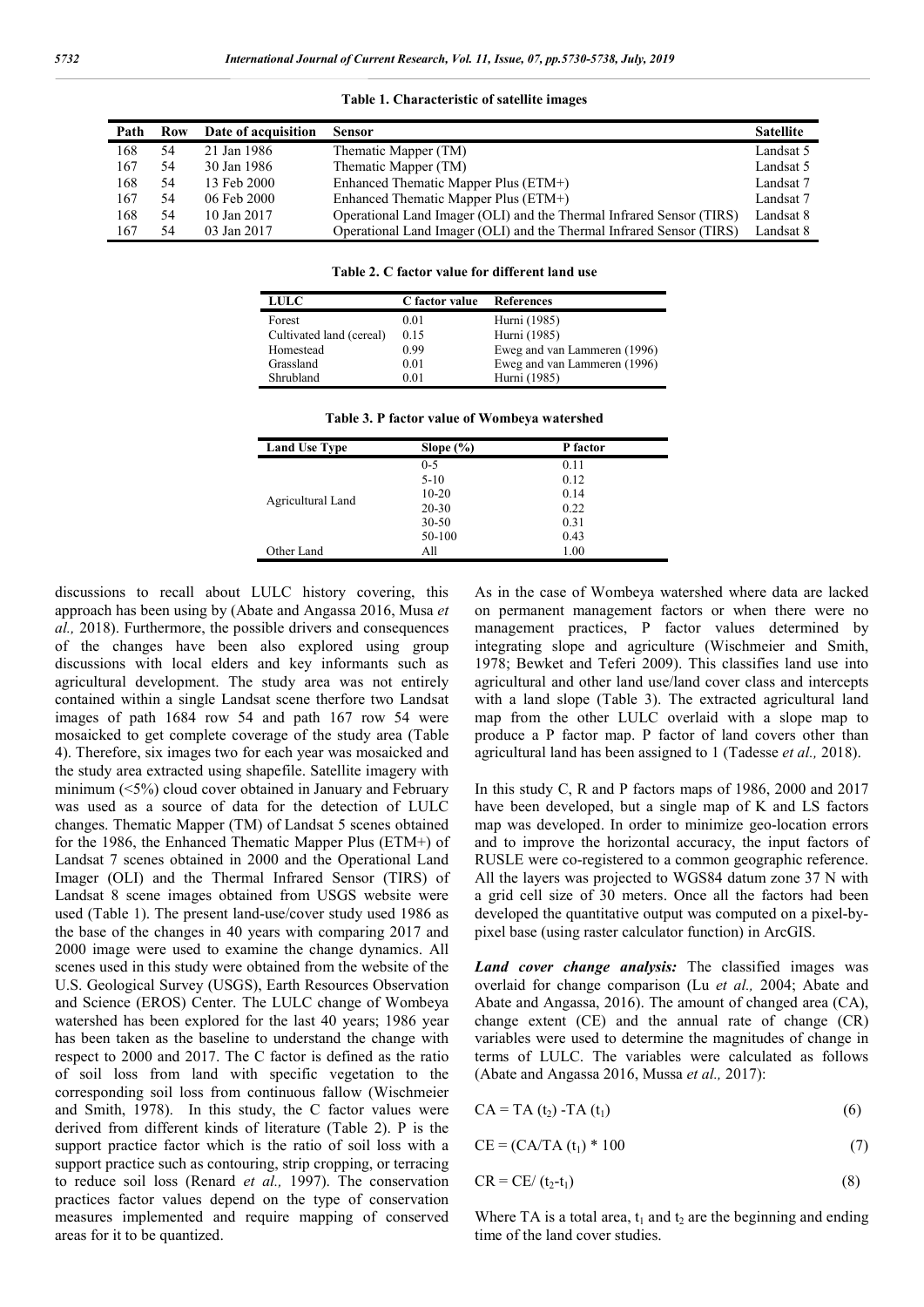**Table 1. Characteristic of satellite images**

| Path | Row | Date of acquisition | Sensor | Satellite |
|---|---|---|---|---|
| 168 | 54 | 21 Jan 1986 | Thematic Mapper (TM) | Landsat 5 |
| 167 | 54 | 30 Jan 1986 | Thematic Mapper (TM) | Landsat 5 |
| 168 | 54 | 13 Feb 2000 | Enhanced Thematic Mapper Plus (ETM+) | Landsat 7 |
| 167 | 54 | 06 Feb 2000 | Enhanced Thematic Mapper Plus (ETM+) | Landsat 7 |
| 168 | 54 | 10 Jan 2017 | Operational Land Imager (OLI) and the Thermal Infrared Sensor (TIRS) | Landsat 8 |
| 167 | 54 | 03 Jan 2017 | Operational Land Imager (OLI) and the Thermal Infrared Sensor (TIRS) | Landsat 8 |

**Table 2. C factor value for different land use**

| LULC | C factor value | References |
|---|---|---|
| Forest | 0.01 | Hurni (1985) |
| Cultivated land (cereal) | 0.15 | Hurni (1985) |
| Homestead | 0.99 | Eweg and van Lammeren (1996) |
| Grassland | 0.01 | Eweg and van Lammeren (1996) |
| Shrubland | 0.01 | Hurni (1985) |

**Table 3. P factor value of Wombeya watershed**

| Land Use Type | Slope (%) | P factor |
|---|---|---|
| Agricultural Land | 0-5 | 0.11 |
| | 5-10 | 0.12 |
| | 10-20 | 0.14 |
| | 20-30 | 0.22 |
| | 30-50 | 0.31 |
| | 50-100 | 0.43 |
| Other Land | All | 1.00 |

discussions to recall about LULC history covering, this approach has been using by (Abate and Angassa 2016, Musa *et al.,* 2018). Furthermore, the possible drivers and consequences of the changes have been also explored using group discussions with local elders and key informants such as agricultural development. The study area was not entirely contained within a single Landsat scene therfore two Landsat images of path 1684 row 54 and path 167 row 54 were mosaicked to get complete coverage of the study area (Table 4). Therefore, six images two for each year was mosaicked and the study area extracted using shapefile. Satellite imagery with minimum (<5%) cloud cover obtained in January and February was used as a source of data for the detection of LULC changes. Thematic Mapper (TM) of Landsat 5 scenes obtained for the 1986, the Enhanced Thematic Mapper Plus (ETM+) of Landsat 7 scenes obtained in 2000 and the Operational Land Imager (OLI) and the Thermal Infrared Sensor (TIRS) of Landsat 8 scene images obtained from USGS website were used (Table 1). The present land-use/cover study used 1986 as the base of the changes in 40 years with comparing 2017 and 2000 image were used to examine the change dynamics. All scenes used in this study were obtained from the website of the U.S. Geological Survey (USGS), Earth Resources Observation and Science (EROS) Center. The LULC change of Wombeya watershed has been explored for the last 40 years; 1986 year has been taken as the baseline to understand the change with respect to 2000 and 2017. The C factor is defined as the ratio of soil loss from land with specific vegetation to the corresponding soil loss from continuous fallow (Wischmeier and Smith, 1978). In this study, the C factor values were derived from different kinds of literature (Table 2). P is the support practice factor which is the ratio of soil loss with a support practice such as contouring, strip cropping, or terracing to reduce soil loss (Renard *et al.,* 1997). The conservation practices factor values depend on the type of conservation measures implemented and require mapping of conserved areas for it to be quantized.

As in the case of Wombeya watershed where data are lacked on permanent management factors or when there were no management practices, P factor values determined by integrating slope and agriculture (Wischmeier and Smith, 1978; Bewket and Teferi 2009). This classifies land use into agricultural and other land use/land cover class and intercepts with a land slope (Table 3). The extracted agricultural land map from the other LULC overlaid with a slope map to produce a P factor map. P factor of land covers other than agricultural land has been assigned to 1 (Tadesse *et al.,* 2018).

In this study C, R and P factors maps of 1986, 2000 and 2017 have been developed, but a single map of K and LS factors map was developed. In order to minimize geo-location errors and to improve the horizontal accuracy, the input factors of RUSLE were co-registered to a common geographic reference. All the layers was projected to WGS84 datum zone 37 N with a grid cell size of 30 meters. Once all the factors had been developed the quantitative output was computed on a pixel-by-pixel base (using raster calculator function) in ArcGIS.

***Land cover change analysis:*** The classified images was overlaid for change comparison (Lu *et al.,* 2004; Abate and Abate and Angassa, 2016). The amount of changed area (CA), change extent (CE) and the annual rate of change (CR) variables were used to determine the magnitudes of change in terms of LULC. The variables were calculated as follows (Abate and Angassa 2016, Mussa *et al.,* 2017):

$$CA = TA\ (t_2) - TA\ (t_1) \tag{6}$$

$$CE = (CA/TA\ (t_1) * 100 \tag{7}$$

$$CR = CE/\ (t_2 - t_1) \tag{8}$$

Where TA is a total area, $t_1$ and $t_2$ are the beginning and ending time of the land cover studies.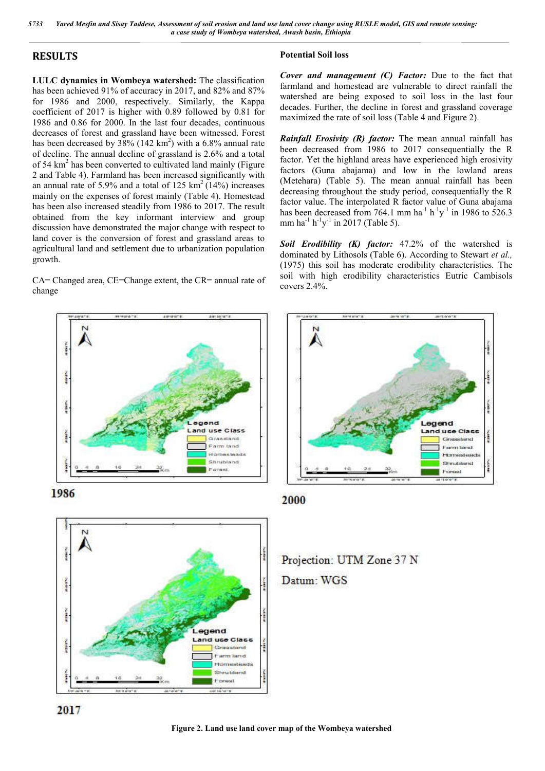## RESULTS

**LULC dynamics in Wombeya watershed:** The classification has been achieved 91% of accuracy in 2017, and 82% and 87% for 1986 and 2000, respectively. Similarly, the Kappa coefficient of 2017 is higher with 0.89 followed by 0.81 for 1986 and 0.86 for 2000. In the last four decades, continuous decreases of forest and grassland have been witnessed. Forest has been decreased by 38% (142 $km^2$) with a 6.8% annual rate of decline. The annual decline of grassland is 2.6% and a total of 54 $km^2$ has been converted to cultivated land mainly (Figure 2 and Table 4). Farmland has been increased significantly with an annual rate of 5.9% and a total of 125 $km^2$ (14%) increases mainly on the expenses of forest mainly (Table 4). Homestead has been also increased steadily from 1986 to 2017. The result obtained from the key informant interview and group discussion have demonstrated the major change with respect to land cover is the conversion of forest and grassland areas to agricultural land and settlement due to urbanization population growth.

CA= Changed area, CE=Change extent, the CR= annual rate of change

### Potential Soil loss

***Cover and management (C) Factor:*** Due to the fact that farmland and homestead are vulnerable to direct rainfall the watershed are being exposed to soil loss in the last four decades. Further, the decline in forest and grassland coverage maximized the rate of soil loss (Table 4 and Figure 2).

***Rainfall Erosivity (R) factor:*** The mean annual rainfall has been decreased from 1986 to 2017 consequentially the R factor. Yet the highland areas have experienced high erosivity factors (Guna abajama) and low in the lowland areas (Metehara) (Table 5). The mean annual rainfall has been decreasing throughout the study period, consequentially the R factor value. The interpolated R factor value of Guna abajama has been decreased from 764.1 mm $ha^{-1}$ $h^{-1}y^{-1}$ in 1986 to 526.3 mm $ha^{-1}$ $h^{-1}y^{-1}$ in 2017 (Table 5).

***Soil Erodibility (K) factor:*** 47.2% of the watershed is dominated by Lithosols (Table 6). According to Stewart *et al.,* (1975) this soil has moderate erodibility characteristics. The soil with high erodibility characteristics Eutric Cambisols covers 2.4%.

1986

2000

2017

Projection: UTM Zone 37 N

Datum: WGS

**Figure 2. Land use land cover map of the Wombeya watershed**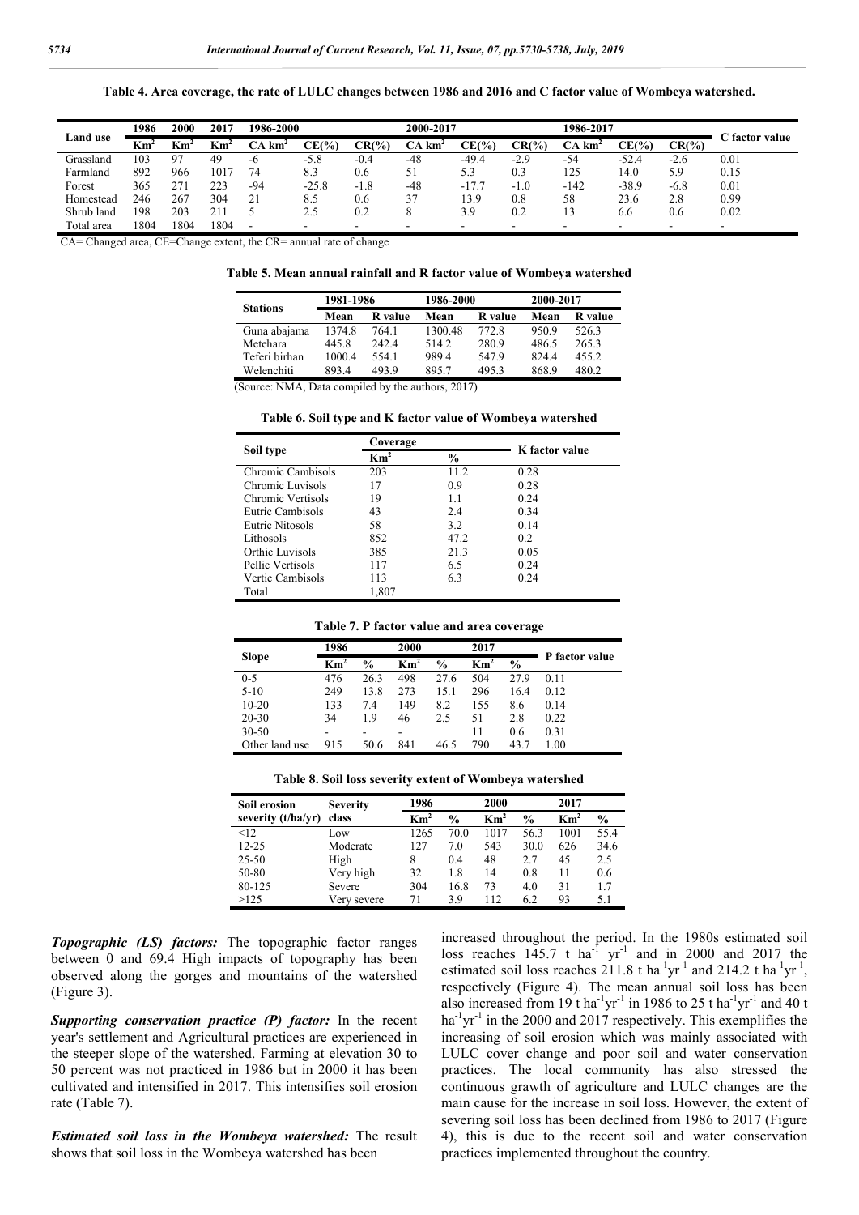**Table 4. Area coverage, the rate of LULC changes between 1986 and 2016 and C factor value of Wombeya watershed.**

| Land use | 1986 | 2000 | 2017 | 1986-2000 | | | 2000-2017 | | | 1986-2017 | | | C factor value |
|---|---|---|---|---|---|---|---|---|---|---|---|---|---|
| | $Km^2$ | $Km^2$ | $Km^2$ | CA $km^2$ | CE(%) | CR(%) | CA $km^2$ | CE(%) | CR(%) | CA $km^2$ | CE(%) | CR(%) | |
| Grassland | 103 | 97 | 49 | -6 | -5.8 | -0.4 | -48 | -49.4 | -2.9 | -54 | -52.4 | -2.6 | 0.01 |
| Farmland | 892 | 966 | 1017 | 74 | 8.3 | 0.6 | 51 | 5.3 | 0.3 | 125 | 14.0 | 5.9 | 0.15 |
| Forest | 365 | 271 | 223 | -94 | -25.8 | -1.8 | -48 | -17.7 | -1.0 | -142 | -38.9 | -6.8 | 0.01 |
| Homestead | 246 | 267 | 304 | 21 | 8.5 | 0.6 | 37 | 13.9 | 0.8 | 58 | 23.6 | 2.8 | 0.99 |
| Shrub land | 198 | 203 | 211 | 5 | 2.5 | 0.2 | 8 | 3.9 | 0.2 | 13 | 6.6 | 0.6 | 0.02 |
| Total area | 1804 | 1804 | 1804 | - | - | - | - | - | - | - | - | - | - |

CA= Changed area, CE=Change extent, the CR= annual rate of change

**Table 5. Mean annual rainfall and R factor value of Wombeya watershed**

| Stations | 1981-1986 | | 1986-2000 | | 2000-2017 | |
|---|---|---|---|---|---|---|
| | Mean | R value | Mean | R value | Mean | R value |
| Guna abajama | 1374.8 | 764.1 | 1300.48 | 772.8 | 950.9 | 526.3 |
| Metehara | 445.8 | 242.4 | 514.2 | 280.9 | 486.5 | 265.3 |
| Teferi birhan | 1000.4 | 554.1 | 989.4 | 547.9 | 824.4 | 455.2 |
| Welenchiti | 893.4 | 493.9 | 895.7 | 495.3 | 868.9 | 480.2 |

(Source: NMA, Data compiled by the authors, 2017)

**Table 6. Soil type and K factor value of Wombeya watershed**

| Soil type | Coverage | | K factor value |
|---|---|---|---|
| | $Km^2$ | % | |
| Chromic Cambisols | 203 | 11.2 | 0.28 |
| Chromic Luvisols | 17 | 0.9 | 0.28 |
| Chromic Vertisols | 19 | 1.1 | 0.24 |
| Eutric Cambisols | 43 | 2.4 | 0.34 |
| Eutric Nitosols | 58 | 3.2 | 0.14 |
| Lithosols | 852 | 47.2 | 0.2 |
| Orthic Luvisols | 385 | 21.3 | 0.05 |
| Pellic Vertisols | 117 | 6.5 | 0.24 |
| Vertic Cambisols | 113 | 6.3 | 0.24 |
| Total | 1,807 | | |

**Table 7. P factor value and area coverage**

| Slope | 1986 | | 2000 | | 2017 | | P factor value |
|---|---|---|---|---|---|---|---|
| | $Km^2$ | % | $Km^2$ | % | $Km^2$ | % | |
| 0-5 | 476 | 26.3 | 498 | 27.6 | 504 | 27.9 | 0.11 |
| 5-10 | 249 | 13.8 | 273 | 15.1 | 296 | 16.4 | 0.12 |
| 10-20 | 133 | 7.4 | 149 | 8.2 | 155 | 8.6 | 0.14 |
| 20-30 | 34 | 1.9 | 46 | 2.5 | 51 | 2.8 | 0.22 |
| 30-50 | - | - | - | | 11 | 0.6 | 0.31 |
| Other land use | 915 | 50.6 | 841 | 46.5 | 790 | 43.7 | 1.00 |

**Table 8. Soil loss severity extent of Wombeya watershed**

| Soil erosion severity (t/ha/yr) | Severity class | 1986 | | 2000 | | 2017 | |
|---|---|---|---|---|---|---|---|
| | | $Km^2$ | % | $Km^2$ | % | $Km^2$ | % |
| <12 | Low | 1265 | 70.0 | 1017 | 56.3 | 1001 | 55.4 |
| 12-25 | Moderate | 127 | 7.0 | 543 | 30.0 | 626 | 34.6 |
| 25-50 | High | 8 | 0.4 | 48 | 2.7 | 45 | 2.5 |
| 50-80 | Very high | 32 | 1.8 | 14 | 0.8 | 11 | 0.6 |
| 80-125 | Severe | 304 | 16.8 | 73 | 4.0 | 31 | 1.7 |
| >125 | Very severe | 71 | 3.9 | 112 | 6.2 | 93 | 5.1 |

***Topographic (LS) factors:*** The topographic factor ranges between 0 and 69.4 High impacts of topography has been observed along the gorges and mountains of the watershed (Figure 3).

***Supporting conservation practice (P) factor:*** In the recent year's settlement and Agricultural practices are experienced in the steeper slope of the watershed. Farming at elevation 30 to 50 percent was not practiced in 1986 but in 2000 it has been cultivated and intensified in 2017. This intensifies soil erosion rate (Table 7).

***Estimated soil loss in the Wombeya watershed:*** The result shows that soil loss in the Wombeya watershed has been increased throughout the period. In the 1980s estimated soil loss reaches 145.7 t $ha^{-1}$ $yr^{-1}$ and in 2000 and 2017 the estimated soil loss reaches 211.8 t $ha^{-1}yr^{-1}$ and 214.2 t $ha^{-1}yr^{-1}$, respectively (Figure 4). The mean annual soil loss has been also increased from 19 t $ha^{-1}yr^{-1}$ in 1986 to 25 t $ha^{-1}yr^{-1}$ and 40 t $ha^{-1}yr^{-1}$ in the 2000 and 2017 respectively. This exemplifies the increasing of soil erosion which was mainly associated with LULC cover change and poor soil and water conservation practices. The local community has also stressed the continuous growth of agriculture and LULC changes are the main cause for the increase in soil loss. However, the extent of severing soil loss has been declined from 1986 to 2017 (Figure 4), this is due to the recent soil and water conservation practices implemented throughout the country.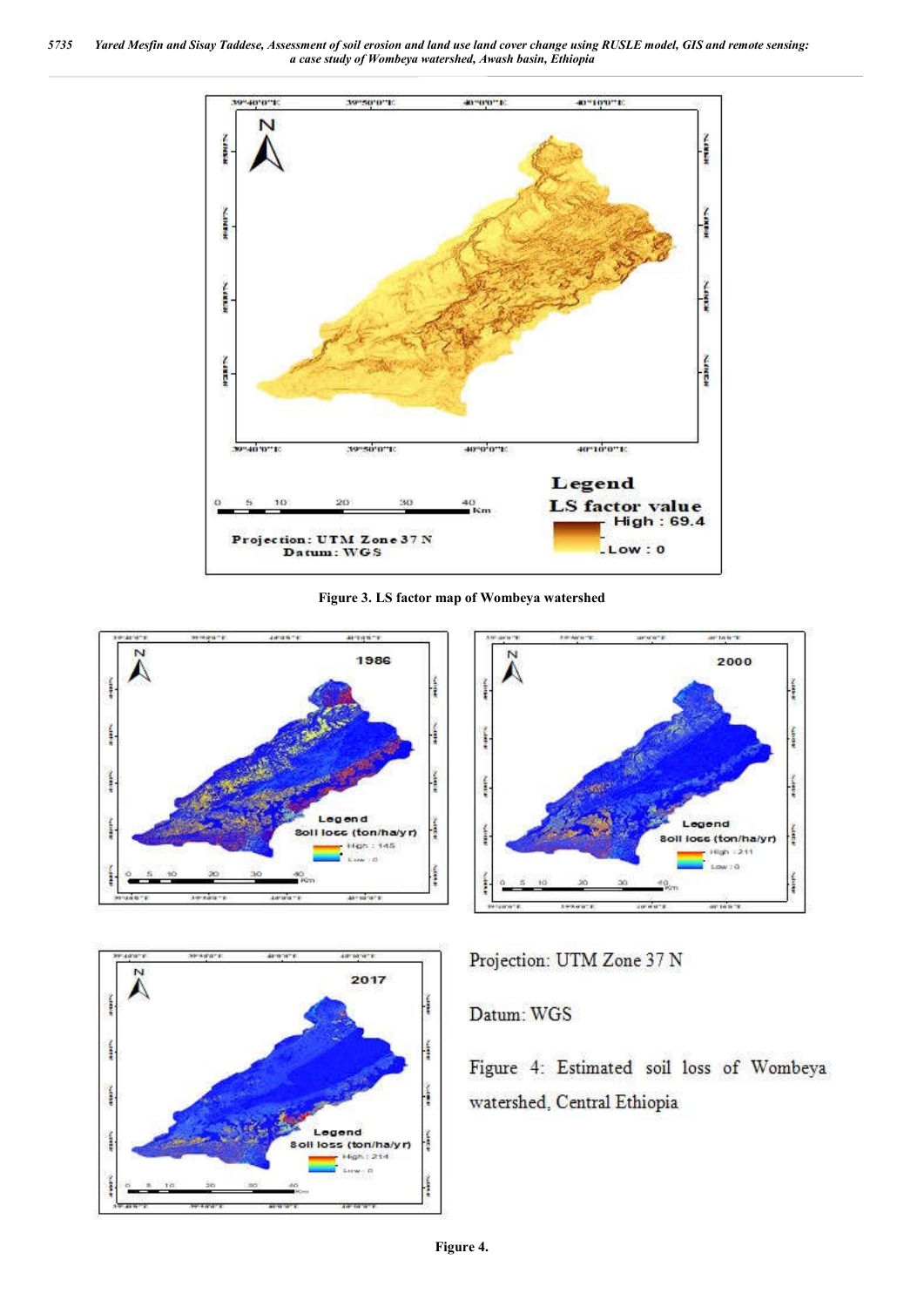Figure 3. LS factor map of Wombeya watershed

Projection: UTM Zone 37 N

Datum: WGS

Figure 4: Estimated soil loss of Wombeya watershed, Central Ethiopia

**Figure 4.**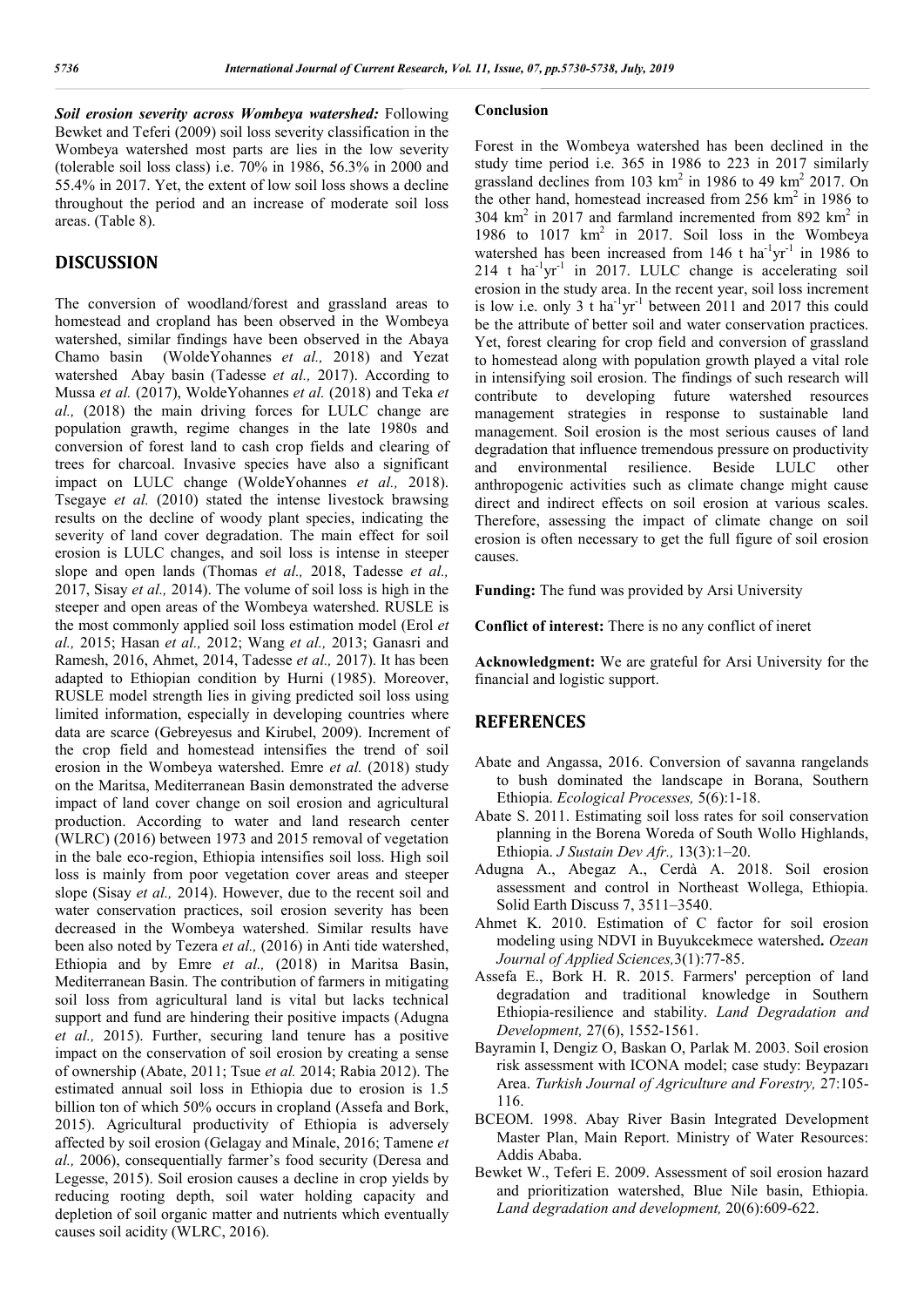***Soil erosion severity across Wombeya watershed:*** Following Bewket and Teferi (2009) soil loss severity classification in the Wombeya watershed most parts are lies in the low severity (tolerable soil loss class) i.e. 70% in 1986, 56.3% in 2000 and 55.4% in 2017. Yet, the extent of low soil loss shows a decline throughout the period and an increase of moderate soil loss areas. (Table 8).

## DISCUSSION

The conversion of woodland/forest and grassland areas to homestead and cropland has been observed in the Wombeya watershed, similar findings have been observed in the Abaya Chamo basin (WoldeYohannes *et al.,* 2018) and Yezat watershed Abay basin (Tadesse *et al.,* 2017). According to Mussa *et al.* (2017), WoldeYohannes *et al.* (2018) and Teka *et al.,* (2018) the main driving forces for LULC change are population grawth, regime changes in the late 1980s and conversion of forest land to cash crop fields and clearing of trees for charcoal. Invasive species have also a significant impact on LULC change (WoldeYohannes *et al.,* 2018). Tsegaye *et al.* (2010) stated the intense livestock brawsing results on the decline of woody plant species, indicating the severity of land cover degradation. The main effect for soil erosion is LULC changes, and soil loss is intense in steeper slope and open lands (Thomas *et al.,* 2018, Tadesse *et al.,* 2017, Sisay *et al.,* 2014). The volume of soil loss is high in the steeper and open areas of the Wombeya watershed. RUSLE is the most commonly applied soil loss estimation model (Erol *et al.,* 2015; Hasan *et al.,* 2012; Wang *et al.,* 2013; Ganasri and Ramesh, 2016, Ahmet, 2014, Tadesse *et al.,* 2017). It has been adapted to Ethiopian condition by Hurni (1985). Moreover, RUSLE model strength lies in giving predicted soil loss using limited information, especially in developing countries where data are scarce (Gebreyesus and Kirubel, 2009). Increment of the crop field and homestead intensifies the trend of soil erosion in the Wombeya watershed. Emre *et al.* (2018) study on the Maritsa, Mediterranean Basin demonstrated the adverse impact of land cover change on soil erosion and agricultural production. According to water and land research center (WLRC) (2016) between 1973 and 2015 removal of vegetation in the bale eco-region, Ethiopia intensifies soil loss. High soil loss is mainly from poor vegetation cover areas and steeper slope (Sisay *et al.,* 2014). However, due to the recent soil and water conservation practices, soil erosion severity has been decreased in the Wombeya watershed. Similar results have been also noted by Tezera *et al.,* (2016) in Anti tide watershed, Ethiopia and by Emre *et al.,* (2018) in Maritsa Basin, Mediterranean Basin. The contribution of farmers in mitigating soil loss from agricultural land is vital but lacks technical support and fund are hindering their positive impacts (Adugna *et al.,* 2015). Further, securing land tenure has a positive impact on the conservation of soil erosion by creating a sense of ownership (Abate, 2011; Tsue *et al.* 2014; Rabia 2012). The estimated annual soil loss in Ethiopia due to erosion is 1.5 billion ton of which 50% occurs in cropland (Assefa and Bork, 2015). Agricultural productivity of Ethiopia is adversely affected by soil erosion (Gelagay and Minale, 2016; Tamene *et al.,* 2006), consequentially farmer's food security (Deresa and Legesse, 2015). Soil erosion causes a decline in crop yields by reducing rooting depth, soil water holding capacity and depletion of soil organic matter and nutrients which eventually causes soil acidity (WLRC, 2016).

### Conclusion

Forest in the Wombeya watershed has been declined in the study time period i.e. 365 in 1986 to 223 in 2017 similarly grassland declines from 103 $km^2$ in 1986 to 49 $km^2$ 2017. On the other hand, homestead increased from 256 $km^2$ in 1986 to 304 $km^2$ in 2017 and farmland incremented from 892 $km^2$ in 1986 to 1017 $km^2$ in 2017. Soil loss in the Wombeya watershed has been increased from 146 t $ha^{-1}yr^{-1}$ in 1986 to 214 t $ha^{-1}yr^{-1}$ in 2017. LULC change is accelerating soil erosion in the study area. In the recent year, soil loss increment is low i.e. only 3 t $ha^{-1}yr^{-1}$ between 2011 and 2017 this could be the attribute of better soil and water conservation practices. Yet, forest clearing for crop field and conversion of grassland to homestead along with population growth played a vital role in intensifying soil erosion. The findings of such research will contribute to developing future watershed resources management strategies in response to sustainable land management. Soil erosion is the most serious causes of land degradation that influence tremendous pressure on productivity and environmental resilience. Beside LULC other anthropogenic activities such as climate change might cause direct and indirect effects on soil erosion at various scales. Therefore, assessing the impact of climate change on soil erosion is often necessary to get the full figure of soil erosion causes.

**Funding:** The fund was provided by Arsi University

**Conflict of interest:** There is no any conflict of ineret

**Acknowledgment:** We are grateful for Arsi University for the financial and logistic support.

## REFERENCES

- Abate and Angassa, 2016. Conversion of savanna rangelands to bush dominated the landscape in Borana, Southern Ethiopia. *Ecological Processes,* 5(6):1-18.
- Abate S. 2011. Estimating soil loss rates for soil conservation planning in the Borena Woreda of South Wollo Highlands, Ethiopia. *J Sustain Dev Afr.,* 13(3):1–20.
- Adugna A., Abegaz A., Cerdà A. 2018. Soil erosion assessment and control in Northeast Wollega, Ethiopia. Solid Earth Discuss 7, 3511–3540.
- Ahmet K. 2010. Estimation of C factor for soil erosion modeling using NDVI in Buyukcekmece watershed**.** *Ozean Journal of Applied Sciences,*3(1):77-85.
- Assefa E., Bork H. R. 2015. Farmers' perception of land degradation and traditional knowledge in Southern Ethiopia-resilience and stability. *Land Degradation and Development,* 27(6), 1552-1561.
- Bayramin I, Dengiz O, Baskan O, Parlak M. 2003. Soil erosion risk assessment with ICONA model; case study: Beypazarı Area. *Turkish Journal of Agriculture and Forestry,* 27:105-116.
- BCEOM. 1998. Abay River Basin Integrated Development Master Plan, Main Report. Ministry of Water Resources: Addis Ababa.
- Bewket W., Teferi E. 2009. Assessment of soil erosion hazard and prioritization watershed, Blue Nile basin, Ethiopia. *Land degradation and development,* 20(6):609-622.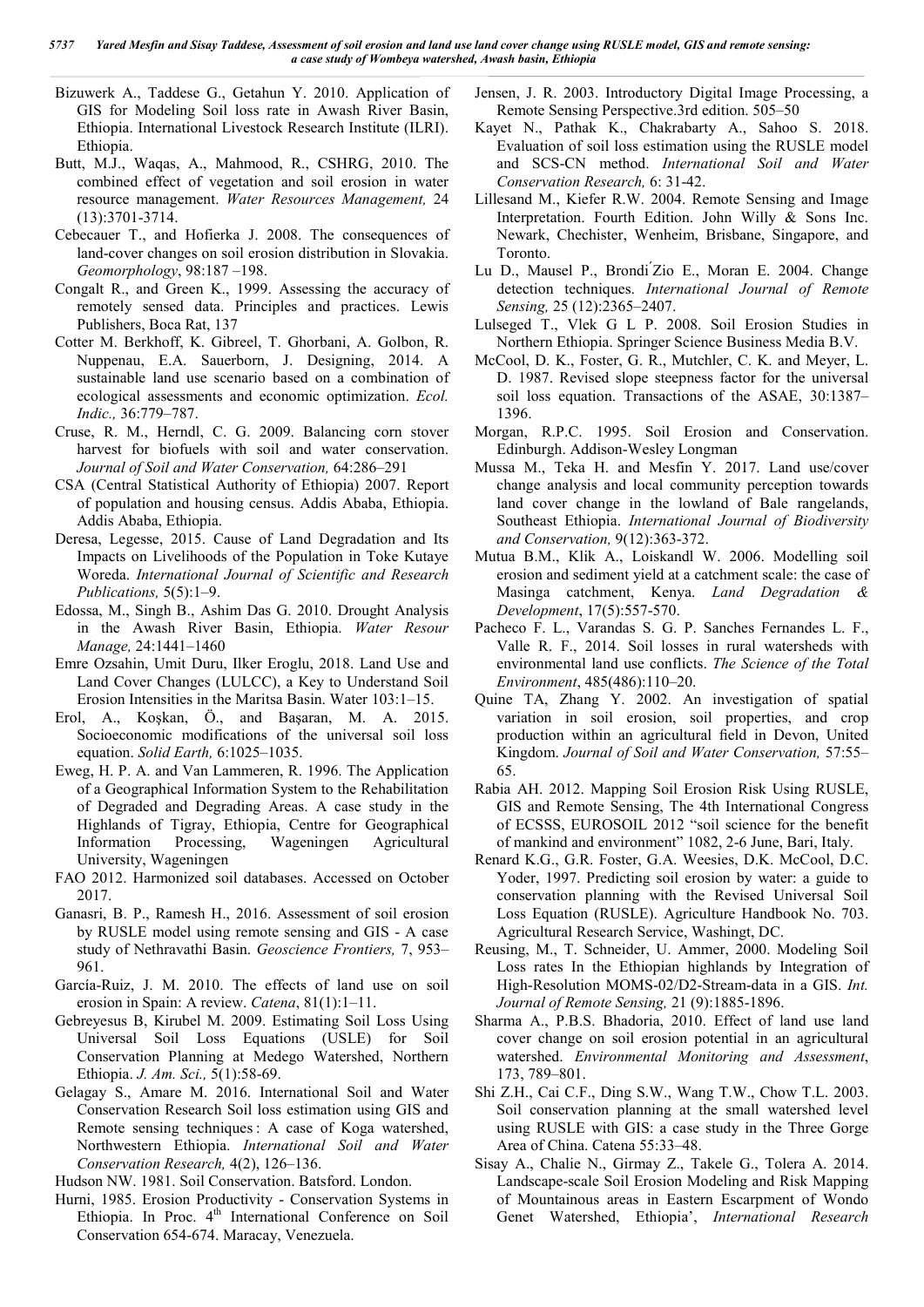Bizuwerk A., Taddese G., Getahun Y. 2010. Application of GIS for Modeling Soil loss rate in Awash River Basin, Ethiopia. International Livestock Research Institute (ILRI). Ethiopia.

Butt, M.J., Waqas, A., Mahmood, R., CSHRG, 2010. The combined effect of vegetation and soil erosion in water resource management. *Water Resources Management,* 24 (13):3701-3714.

Cebecauer T., and Hofierka J. 2008. The consequences of land-cover changes on soil erosion distribution in Slovakia. *Geomorphology*, 98:187 –198.

Congalt R., and Green K., 1999. Assessing the accuracy of remotely sensed data. Principles and practices. Lewis Publishers, Boca Rat, 137

Cotter M. Berkhoff, K. Gibreel, T. Ghorbani, A. Golbon, R. Nuppenau, E.A. Sauerborn, J. Designing, 2014. A sustainable land use scenario based on a combination of ecological assessments and economic optimization. *Ecol. Indic.,* 36:779–787.

Cruse, R. M., Herndl, C. G. 2009. Balancing corn stover harvest for biofuels with soil and water conservation. *Journal of Soil and Water Conservation,* 64:286–291

CSA (Central Statistical Authority of Ethiopia) 2007. Report of population and housing census. Addis Ababa, Ethiopia. Addis Ababa, Ethiopia.

Deresa, Legesse, 2015. Cause of Land Degradation and Its Impacts on Livelihoods of the Population in Toke Kutaye Woreda. *International Journal of Scientific and Research Publications,* 5(5):1–9.

Edossa, M., Singh B., Ashim Das G. 2010. Drought Analysis in the Awash River Basin, Ethiopia. *Water Resour Manage,* 24:1441–1460

Emre Ozsahin, Umit Duru, Ilker Eroglu, 2018. Land Use and Land Cover Changes (LULCC), a Key to Understand Soil Erosion Intensities in the Maritsa Basin. Water 103:1–15.

Erol, A., Koşkan, Ö., and Başaran, M. A. 2015. Socioeconomic modifications of the universal soil loss equation. *Solid Earth,* 6:1025–1035.

Eweg, H. P. A. and Van Lammeren, R. 1996. The Application of a Geographical Information System to the Rehabilitation of Degraded and Degrading Areas. A case study in the Highlands of Tigray, Ethiopia, Centre for Geographical Information Processing, Wageningen Agricultural University, Wageningen

FAO 2012. Harmonized soil databases. Accessed on October 2017.

Ganasri, B. P., Ramesh H., 2016. Assessment of soil erosion by RUSLE model using remote sensing and GIS - A case study of Nethravathi Basin. *Geoscience Frontiers,* 7, 953–961.

García-Ruiz, J. M. 2010. The effects of land use on soil erosion in Spain: A review. *Catena*, 81(1):1–11.

Gebreyesus B, Kirubel M. 2009. Estimating Soil Loss Using Universal Soil Loss Equations (USLE) for Soil Conservation Planning at Medego Watershed, Northern Ethiopia. *J. Am. Sci.,* 5(1):58-69.

Gelagay S., Amare M. 2016. International Soil and Water Conservation Research Soil loss estimation using GIS and Remote sensing techniques : A case of Koga watershed, Northwestern Ethiopia. *International Soil and Water Conservation Research,* 4(2), 126–136.

Hudson NW. 1981. Soil Conservation. Batsford. London.

Hurni, 1985. Erosion Productivity - Conservation Systems in Ethiopia. In Proc. 4th International Conference on Soil Conservation 654-674. Maracay, Venezuela.

Jensen, J. R. 2003. Introductory Digital Image Processing, a Remote Sensing Perspective.3rd edition. 505–50

Kayet N., Pathak K., Chakrabarty A., Sahoo S. 2018. Evaluation of soil loss estimation using the RUSLE model and SCS-CN method. *International Soil and Water Conservation Research,* 6: 31-42.

Lillesand M., Kiefer R.W. 2004. Remote Sensing and Image Interpretation. Fourth Edition. John Willy & Sons Inc. Newark, Chechister, Wenheim, Brisbane, Singapore, and Toronto.

Lu D., Mausel P., BrondíZio E., Moran E. 2004. Change detection techniques. *International Journal of Remote Sensing,* 25 (12):2365–2407.

Lulseged T., Vlek G L P. 2008. Soil Erosion Studies in Northern Ethiopia. Springer Science Business Media B.V.

McCool, D. K., Foster, G. R., Mutchler, C. K. and Meyer, L. D. 1987. Revised slope steepness factor for the universal soil loss equation. Transactions of the ASAE, 30:1387–1396.

Morgan, R.P.C. 1995. Soil Erosion and Conservation. Edinburgh. Addison-Wesley Longman

Mussa M., Teka H. and Mesfin Y. 2017. Land use/cover change analysis and local community perception towards land cover change in the lowland of Bale rangelands, Southeast Ethiopia. *International Journal of Biodiversity and Conservation,* 9(12):363-372.

Mutua B.M., Klik A., Loiskandl W. 2006. Modelling soil erosion and sediment yield at a catchment scale: the case of Masinga catchment, Kenya. *Land Degradation & Development*, 17(5):557-570.

Pacheco F. L., Varandas S. G. P. Sanches Fernandes L. F., Valle R. F., 2014. Soil losses in rural watersheds with environmental land use conflicts. *The Science of the Total Environment*, 485(486):110–20.

Quine TA, Zhang Y. 2002. An investigation of spatial variation in soil erosion, soil properties, and crop production within an agricultural field in Devon, United Kingdom. *Journal of Soil and Water Conservation,* 57:55–65.

Rabia AH. 2012. Mapping Soil Erosion Risk Using RUSLE, GIS and Remote Sensing, The 4th International Congress of ECSSS, EUROSOIL 2012 "soil science for the benefit of mankind and environment" 1082, 2-6 June, Bari, Italy.

Renard K.G., G.R. Foster, G.A. Weesies, D.K. McCool, D.C. Yoder, 1997. Predicting soil erosion by water: a guide to conservation planning with the Revised Universal Soil Loss Equation (RUSLE). Agriculture Handbook No. 703. Agricultural Research Service, Washingt, DC.

Reusing, M., T. Schneider, U. Ammer, 2000. Modeling Soil Loss rates In the Ethiopian highlands by Integration of High-Resolution MOMS-02/D2-Stream-data in a GIS. *Int. Journal of Remote Sensing,* 21 (9):1885-1896.

Sharma A., P.B.S. Bhadoria, 2010. Effect of land use land cover change on soil erosion potential in an agricultural watershed. *Environmental Monitoring and Assessment*, 173, 789–801.

Shi Z.H., Cai C.F., Ding S.W., Wang T.W., Chow T.L. 2003. Soil conservation planning at the small watershed level using RUSLE with GIS: a case study in the Three Gorge Area of China. Catena 55:33–48.

Sisay A., Chalie N., Girmay Z., Takele G., Tolera A. 2014. Landscape-scale Soil Erosion Modeling and Risk Mapping of Mountainous areas in Eastern Escarpment of Wondo Genet Watershed, Ethiopia', *International Research*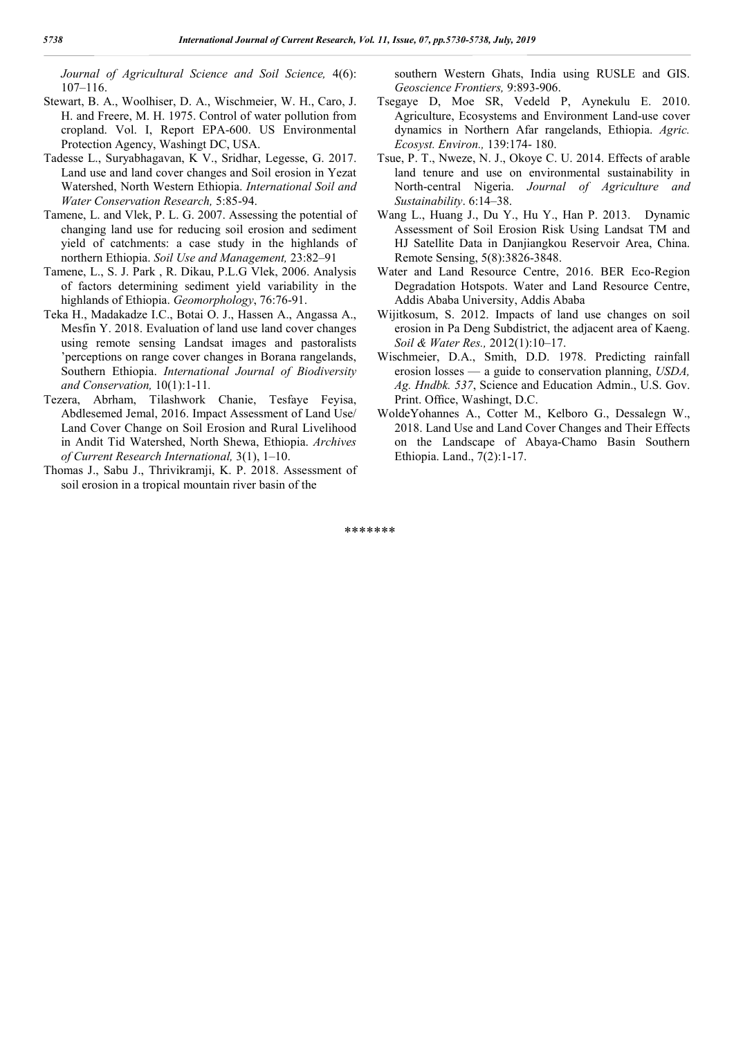*Journal of Agricultural Science and Soil Science,* 4(6): 107–116.

Stewart, B. A., Woolhiser, D. A., Wischmeier, W. H., Caro, J. H. and Freere, M. H. 1975. Control of water pollution from cropland. Vol. I, Report EPA-600. US Environmental Protection Agency, Washingt DC, USA.

Tadesse L., Suryabhagavan, K V., Sridhar, Legesse, G. 2017. Land use and land cover changes and Soil erosion in Yezat Watershed, North Western Ethiopia. *International Soil and Water Conservation Research,* 5:85-94.

Tamene, L. and Vlek, P. L. G. 2007. Assessing the potential of changing land use for reducing soil erosion and sediment yield of catchments: a case study in the highlands of northern Ethiopia. *Soil Use and Management,* 23:82–91

Tamene, L., S. J. Park , R. Dikau, P.L.G Vlek, 2006. Analysis of factors determining sediment yield variability in the highlands of Ethiopia. *Geomorphology*, 76:76-91.

Teka H., Madakadze I.C., Botai O. J., Hassen A., Angassa A., Mesfin Y. 2018. Evaluation of land use land cover changes using remote sensing Landsat images and pastoralists 'perceptions on range cover changes in Borana rangelands, Southern Ethiopia. *International Journal of Biodiversity and Conservation,* 10(1):1-11.

Tezera, Abrham, Tilashwork Chanie, Tesfaye Feyisa, Abdlesemed Jemal, 2016. Impact Assessment of Land Use/ Land Cover Change on Soil Erosion and Rural Livelihood in Andit Tid Watershed, North Shewa, Ethiopia. *Archives of Current Research International,* 3(1), 1–10.

Thomas J., Sabu J., Thrivikramji, K. P. 2018. Assessment of soil erosion in a tropical mountain river basin of the southern Western Ghats, India using RUSLE and GIS. *Geoscience Frontiers,* 9:893-906.

Tsegaye D, Moe SR, Vedeld P, Aynekulu E. 2010. Agriculture, Ecosystems and Environment Land-use cover dynamics in Northern Afar rangelands, Ethiopia. *Agric. Ecosyst. Environ.,* 139:174- 180.

Tsue, P. T., Nweze, N. J., Okoye C. U. 2014. Effects of arable land tenure and use on environmental sustainability in North-central Nigeria. *Journal of Agriculture and Sustainability*. 6:14–38.

Wang L., Huang J., Du Y., Hu Y., Han P. 2013. Dynamic Assessment of Soil Erosion Risk Using Landsat TM and HJ Satellite Data in Danjiangkou Reservoir Area, China. Remote Sensing, 5(8):3826-3848.

Water and Land Resource Centre, 2016. BER Eco-Region Degradation Hotspots. Water and Land Resource Centre, Addis Ababa University, Addis Ababa

Wijitkosum, S. 2012. Impacts of land use changes on soil erosion in Pa Deng Subdistrict, the adjacent area of Kaeng. *Soil & Water Res.,* 2012(1):10–17.

Wischmeier, D.A., Smith, D.D. 1978. Predicting rainfall erosion losses — a guide to conservation planning, *USDA, Ag. Hndbk. 537*, Science and Education Admin., U.S. Gov. Print. Office, Washingt, D.C.

WoldeYohannes A., Cotter M., Kelboro G., Dessalegn W., 2018. Land Use and Land Cover Changes and Their Effects on the Landscape of Abaya-Chamo Basin Southern Ethiopia. Land., 7(2):1-17.

*******